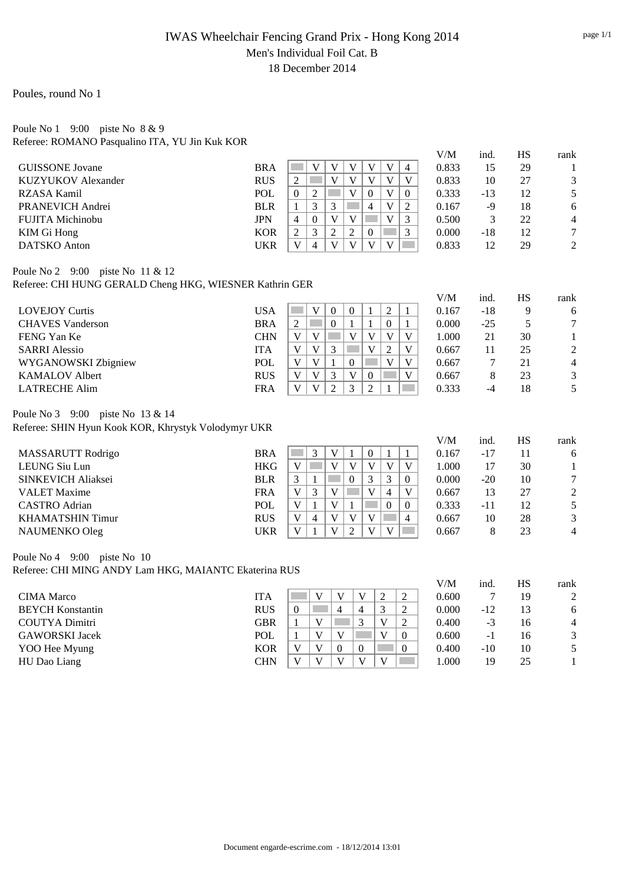# IWAS Wheelchair Fencing Grand Prix - Hong Kong 2014

## Men's Individual Foil Cat. B

18 December 2014

Poules, round No 1

### Poule No 1 9:00 piste No 8 & 9

Referee: ROMANO Pasqualino ITA, YU Jin Kuk KOR

| | | | | | | | | | V/M | ind. | HS | rank |
|---|---|---|---|---|---|---|---|---|---|---|---|---|
| GUISSONE Jovane | BRA | | V | V | V | V | V | 4 | 0.833 | 15 | 29 | 1 |
| KUZYUKOV Alexander | RUS | 2 | | V | V | V | V | V | 0.833 | 10 | 27 | 3 |
| RZASA Kamil | POL | 0 | 2 | | V | 0 | V | 0 | 0.333 | -13 | 12 | 5 |
| PRANEVICH Andrei | BLR | 1 | 3 | 3 | | 4 | V | 2 | 0.167 | -9 | 18 | 6 |
| FUJITA Michinobu | JPN | 4 | 0 | V | V | | V | 3 | 0.500 | 3 | 22 | 4 |
| KIM Gi Hong | KOR | 2 | 3 | 2 | 2 | 0 | | 3 | 0.000 | -18 | 12 | 7 |
| DATSKO Anton | UKR | V | 4 | V | V | V | V | | 0.833 | 12 | 29 | 2 |

### Poule No 2 9:00 piste No 11 & 12

Referee: CHI HUNG GERALD Cheng HKG, WIESNER Kathrin GER

| | | | | | | | | | V/M | ind. | HS | rank |
|---|---|---|---|---|---|---|---|---|---|---|---|---|
| LOVEJOY Curtis | USA | | V | 0 | 0 | 1 | 2 | 1 | 0.167 | -18 | 9 | 6 |
| CHAVES Vanderson | BRA | 2 | | 0 | 1 | 1 | 0 | 1 | 0.000 | -25 | 5 | 7 |
| FENG Yan Ke | CHN | V | V | | V | V | V | V | 1.000 | 21 | 30 | 1 |
| SARRI Alessio | ITA | V | V | 3 | | V | 2 | V | 0.667 | 11 | 25 | 2 |
| WYGANOWSKI Zbigniew | POL | V | V | 1 | 0 | | V | V | 0.667 | 7 | 21 | 4 |
| KAMALOV Albert | RUS | V | V | 3 | V | 0 | | V | 0.667 | 8 | 23 | 3 |
| LATRECHE Alim | FRA | V | V | 2 | 3 | 2 | 1 | | 0.333 | -4 | 18 | 5 |

### Poule No 3 9:00 piste No 13 & 14

Referee: SHIN Hyun Kook KOR, Khrystyk Volodymyr UKR

| | | | | | | | | | V/M | ind. | HS | rank |
|---|---|---|---|---|---|---|---|---|---|---|---|---|
| MASSARUTT Rodrigo | BRA | | 3 | V | 1 | 0 | 1 | 1 | 0.167 | -17 | 11 | 6 |
| LEUNG Siu Lun | HKG | V | | V | V | V | V | V | 1.000 | 17 | 30 | 1 |
| SINKEVICH Aliaksei | BLR | 3 | 1 | | 0 | 3 | 3 | 0 | 0.000 | -20 | 10 | 7 |
| VALET Maxime | FRA | V | 3 | V | | V | 4 | V | 0.667 | 13 | 27 | 2 |
| CASTRO Adrian | POL | V | 1 | V | 1 | | 0 | 0 | 0.333 | -11 | 12 | 5 |
| KHAMATSHIN Timur | RUS | V | 4 | V | V | V | | 4 | 0.667 | 10 | 28 | 3 |
| NAUMENKO Oleg | UKR | V | 1 | V | 2 | V | V | | 0.667 | 8 | 23 | 4 |

### Poule No 4 9:00 piste No 10

Referee: CHI MING ANDY Lam HKG, MAIANTC Ekaterina RUS

| | | | | | | | | V/M | ind. | HS | rank |
|---|---|---|---|---|---|---|---|---|---|---|---|
| CIMA Marco | ITA | | V | V | V | 2 | 2 | 0.600 | 7 | 19 | 2 |
| BEYCH Konstantin | RUS | 0 | | 4 | 4 | 3 | 2 | 0.000 | -12 | 13 | 6 |
| COUTYA Dimitri | GBR | 1 | V | | 3 | V | 2 | 0.400 | -3 | 16 | 4 |
| GAWORSKI Jacek | POL | 1 | V | V | | V | 0 | 0.600 | -1 | 16 | 3 |
| YOO Hee Myung | KOR | V | V | 0 | 0 | | 0 | 0.400 | -10 | 10 | 5 |
| HU Dao Liang | CHN | V | V | V | V | V | | 1.000 | 19 | 25 | 1 |

Document engarde-escrime.com - 18/12/2014 13:01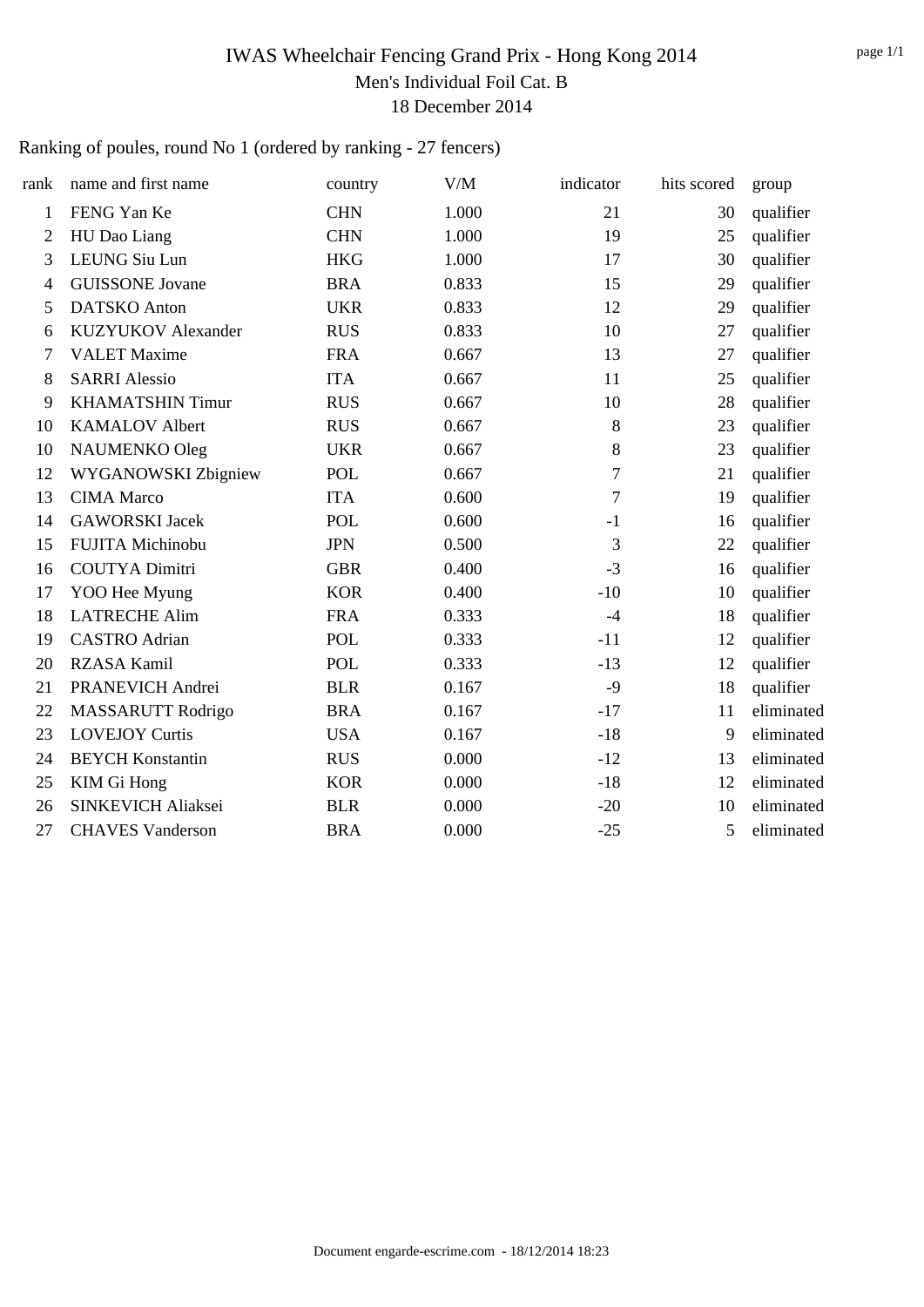# IWAS Wheelchair Fencing Grand Prix - Hong Kong 2014

## Men's Individual Foil Cat. B

## 18 December 2014

Ranking of poules, round No 1 (ordered by ranking - 27 fencers)

| rank | name and first name | country | V/M | indicator | hits scored | group |
|---|---|---|---|---|---|---|
| 1 | FENG Yan Ke | CHN | 1.000 | 21 | 30 | qualifier |
| 2 | HU Dao Liang | CHN | 1.000 | 19 | 25 | qualifier |
| 3 | LEUNG Siu Lun | HKG | 1.000 | 17 | 30 | qualifier |
| 4 | GUISSONE Jovane | BRA | 0.833 | 15 | 29 | qualifier |
| 5 | DATSKO Anton | UKR | 0.833 | 12 | 29 | qualifier |
| 6 | KUZYUKOV Alexander | RUS | 0.833 | 10 | 27 | qualifier |
| 7 | VALET Maxime | FRA | 0.667 | 13 | 27 | qualifier |
| 8 | SARRI Alessio | ITA | 0.667 | 11 | 25 | qualifier |
| 9 | KHAMATSHIN Timur | RUS | 0.667 | 10 | 28 | qualifier |
| 10 | KAMALOV Albert | RUS | 0.667 | 8 | 23 | qualifier |
| 10 | NAUMENKO Oleg | UKR | 0.667 | 8 | 23 | qualifier |
| 12 | WYGANOWSKI Zbigniew | POL | 0.667 | 7 | 21 | qualifier |
| 13 | CIMA Marco | ITA | 0.600 | 7 | 19 | qualifier |
| 14 | GAWORSKI Jacek | POL | 0.600 | -1 | 16 | qualifier |
| 15 | FUJITA Michinobu | JPN | 0.500 | 3 | 22 | qualifier |
| 16 | COUTYA Dimitri | GBR | 0.400 | -3 | 16 | qualifier |
| 17 | YOO Hee Myung | KOR | 0.400 | -10 | 10 | qualifier |
| 18 | LATRECHE Alim | FRA | 0.333 | -4 | 18 | qualifier |
| 19 | CASTRO Adrian | POL | 0.333 | -11 | 12 | qualifier |
| 20 | RZASA Kamil | POL | 0.333 | -13 | 12 | qualifier |
| 21 | PRANEVICH Andrei | BLR | 0.167 | -9 | 18 | qualifier |
| 22 | MASSARUTT Rodrigo | BRA | 0.167 | -17 | 11 | eliminated |
| 23 | LOVEJOY Curtis | USA | 0.167 | -18 | 9 | eliminated |
| 24 | BEYCH Konstantin | RUS | 0.000 | -12 | 13 | eliminated |
| 25 | KIM Gi Hong | KOR | 0.000 | -18 | 12 | eliminated |
| 26 | SINKEVICH Aliaksei | BLR | 0.000 | -20 | 10 | eliminated |
| 27 | CHAVES Vanderson | BRA | 0.000 | -25 | 5 | eliminated |

Document engarde-escrime.com - 18/12/2014 18:23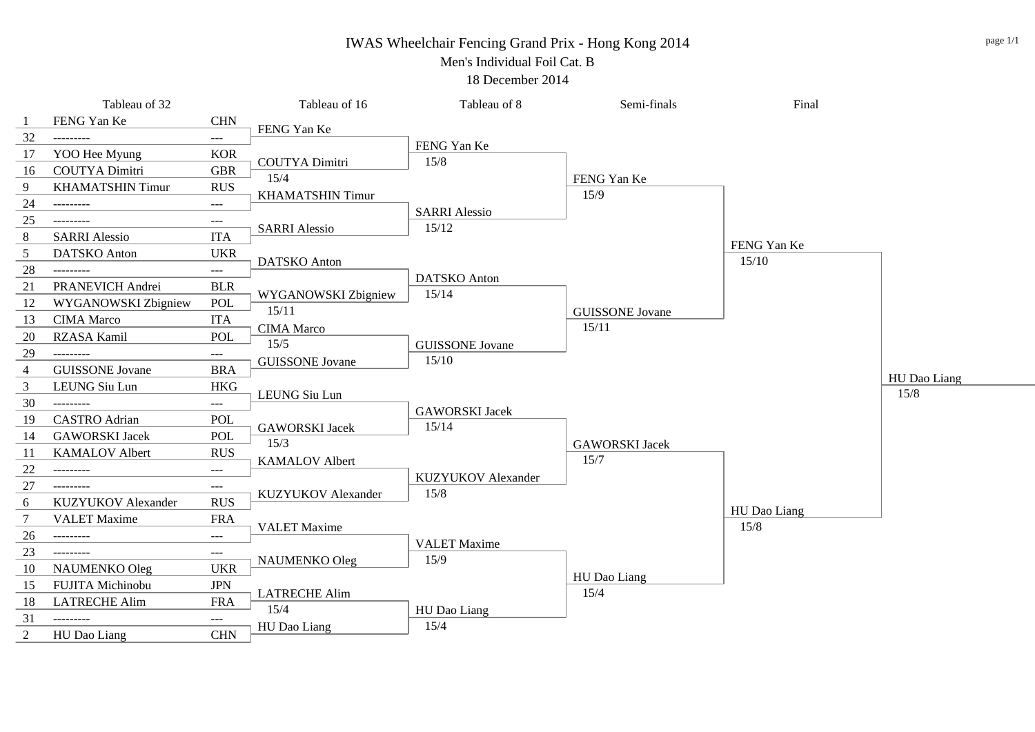# IWAS Wheelchair Fencing Grand Prix - Hong Kong 2014

## Men's Individual Foil Cat. B

18 December 2014

### Tableau of 32

| Seed | Name | Country |
|---|---|---|
| 1 | FENG Yan Ke | CHN |
| 32 | --------- | --- |
| 17 | YOO Hee Myung | KOR |
| 16 | COUTYA Dimitri | GBR |
| 9 | KHAMATSHIN Timur | RUS |
| 24 | --------- | --- |
| 25 | --------- | --- |
| 8 | SARRI Alessio | ITA |
| 5 | DATSKO Anton | UKR |
| 28 | --------- | --- |
| 21 | PRANEVICH Andrei | BLR |
| 12 | WYGANOWSKI Zbigniew | POL |
| 13 | CIMA Marco | ITA |
| 20 | RZASA Kamil | POL |
| 29 | --------- | --- |
| 4 | GUISSONE Jovane | BRA |
| 3 | LEUNG Siu Lun | HKG |
| 30 | --------- | --- |
| 19 | CASTRO Adrian | POL |
| 14 | GAWORSKI Jacek | POL |
| 11 | KAMALOV Albert | RUS |
| 22 | --------- | --- |
| 27 | --------- | --- |
| 6 | KUZYUKOV Alexander | RUS |
| 7 | VALET Maxime | FRA |
| 26 | --------- | --- |
| 23 | --------- | --- |
| 10 | NAUMENKO Oleg | UKR |
| 15 | FUJITA Michinobu | JPN |
| 18 | LATRECHE Alim | FRA |
| 31 | --------- | --- |
| 2 | HU Dao Liang | CHN |

### Tableau of 16

| Winner | Score |
|---|---|
| FENG Yan Ke | |
| COUTYA Dimitri | 15/4 |
| KHAMATSHIN Timur | |
| SARRI Alessio | |
| DATSKO Anton | |
| WYGANOWSKI Zbigniew | 15/11 |
| CIMA Marco | 15/5 |
| GUISSONE Jovane | |
| LEUNG Siu Lun | |
| GAWORSKI Jacek | 15/3 |
| KAMALOV Albert | |
| KUZYUKOV Alexander | |
| VALET Maxime | |
| NAUMENKO Oleg | |
| LATRECHE Alim | 15/4 |
| HU Dao Liang | |

### Tableau of 8

| Winner | Score |
|---|---|
| FENG Yan Ke | 15/8 |
| SARRI Alessio | 15/12 |
| DATSKO Anton | 15/14 |
| GUISSONE Jovane | 15/10 |
| GAWORSKI Jacek | 15/14 |
| KUZYUKOV Alexander | 15/8 |
| VALET Maxime | 15/9 |
| HU Dao Liang | 15/4 |

### Semi-finals

| Winner | Score |
|---|---|
| FENG Yan Ke | 15/9 |
| GUISSONE Jovane | 15/11 |
| GAWORSKI Jacek | 15/7 |
| HU Dao Liang | 15/4 |

### Final

| Winner | Score |
|---|---|
| FENG Yan Ke | 15/10 |
| HU Dao Liang | 15/8 |

### Winner

HU Dao Liang 15/8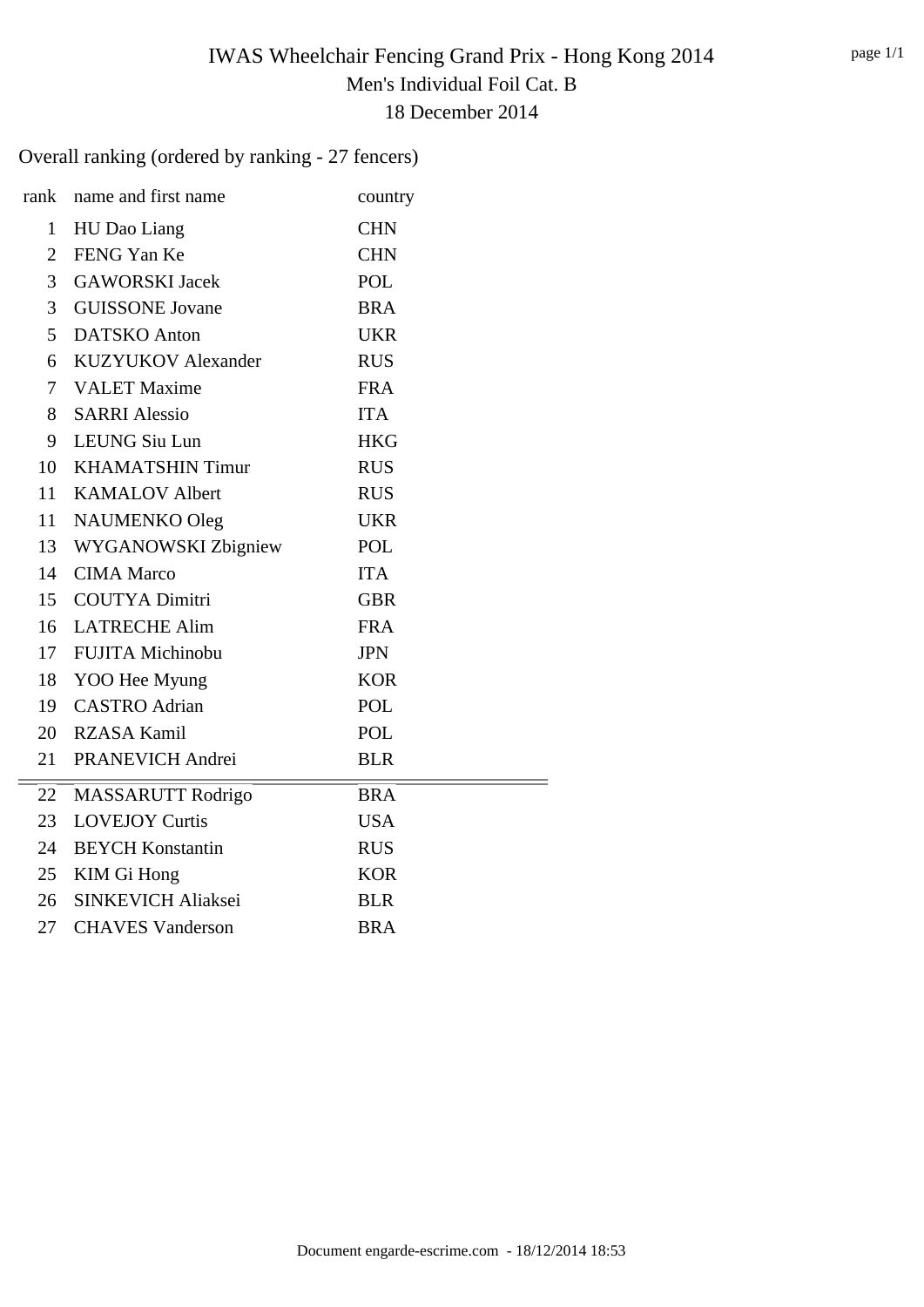# IWAS Wheelchair Fencing Grand Prix - Hong Kong 2014

## Men's Individual Foil Cat. B

### 18 December 2014

Overall ranking (ordered by ranking - 27 fencers)

| rank | name and first name | country |
| --- | --- | --- |
| 1 | HU Dao Liang | CHN |
| 2 | FENG Yan Ke | CHN |
| 3 | GAWORSKI Jacek | POL |
| 3 | GUISSONE Jovane | BRA |
| 5 | DATSKO Anton | UKR |
| 6 | KUZYUKOV Alexander | RUS |
| 7 | VALET Maxime | FRA |
| 8 | SARRI Alessio | ITA |
| 9 | LEUNG Siu Lun | HKG |
| 10 | KHAMATSHIN Timur | RUS |
| 11 | KAMALOV Albert | RUS |
| 11 | NAUMENKO Oleg | UKR |
| 13 | WYGANOWSKI Zbigniew | POL |
| 14 | CIMA Marco | ITA |
| 15 | COUTYA Dimitri | GBR |
| 16 | LATRECHE Alim | FRA |
| 17 | FUJITA Michinobu | JPN |
| 18 | YOO Hee Myung | KOR |
| 19 | CASTRO Adrian | POL |
| 20 | RZASA Kamil | POL |
| 21 | PRANEVICH Andrei | BLR |
| 22 | MASSARUTT Rodrigo | BRA |
| 23 | LOVEJOY Curtis | USA |
| 24 | BEYCH Konstantin | RUS |
| 25 | KIM Gi Hong | KOR |
| 26 | SINKEVICH Aliaksei | BLR |
| 27 | CHAVES Vanderson | BRA |

Document engarde-escrime.com - 18/12/2014 18:53